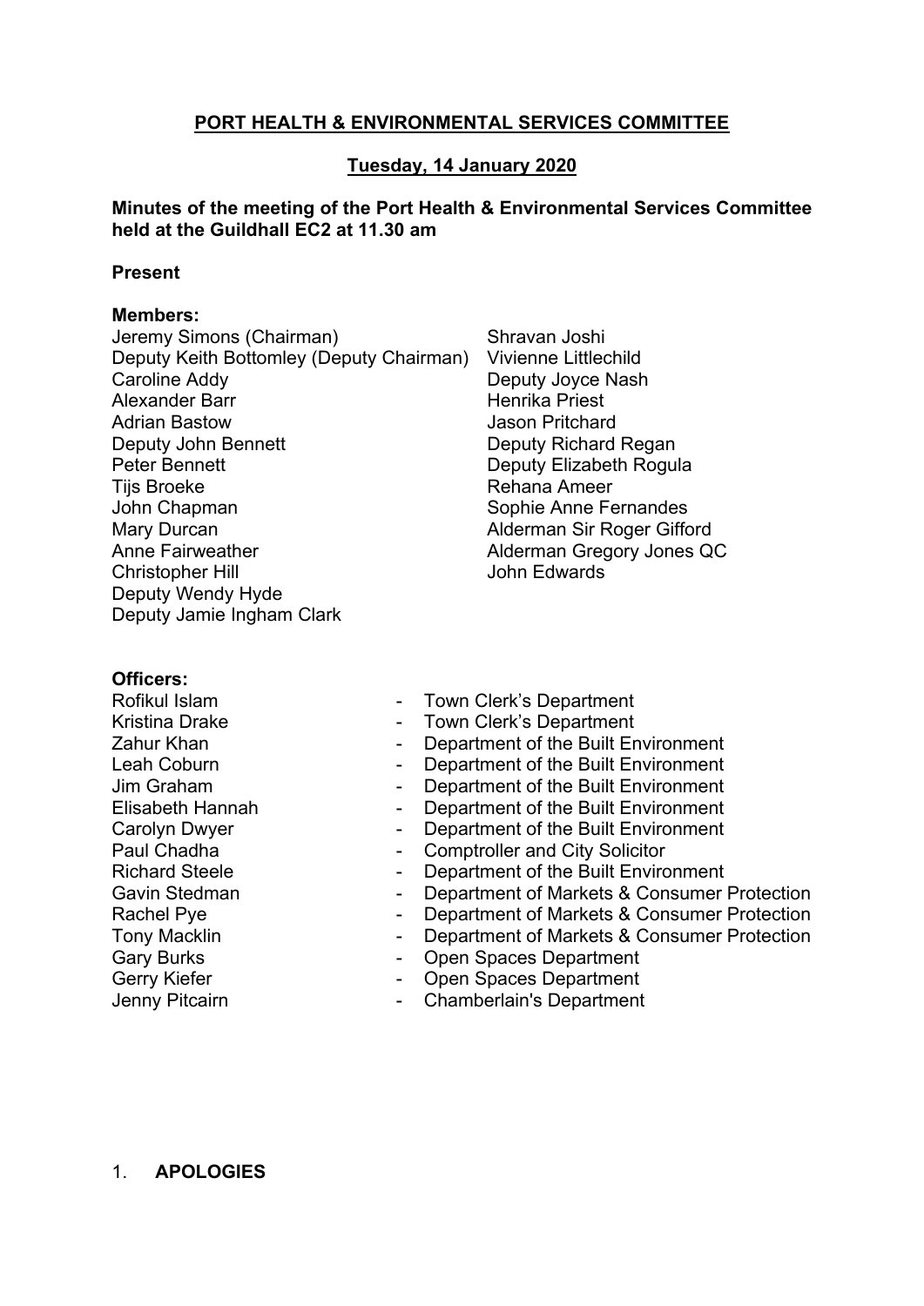**PORT HEALTH & ENVIRONMENTAL SERVICES COMMITTEE**

**Tuesday, 14 January 2020**

**Minutes of the meeting of the Port Health & Environmental Services Committee held at the Guildhall EC2 at 11.30 am**

**Present**

**Members:**

Jeremy Simons (Chairman)
Deputy Keith Bottomley (Deputy Chairman)
Caroline Addy
Alexander Barr
Adrian Bastow
Deputy John Bennett
Peter Bennett
Tijs Broeke
John Chapman
Mary Durcan
Anne Fairweather
Christopher Hill
Deputy Wendy Hyde
Deputy Jamie Ingham Clark
Shravan Joshi
Vivienne Littlechild
Deputy Joyce Nash
Henrika Priest
Jason Pritchard
Deputy Richard Regan
Deputy Elizabeth Rogula
Rehana Ameer
Sophie Anne Fernandes
Alderman Sir Roger Gifford
Alderman Gregory Jones QC
John Edwards

**Officers:**

| | | |
|---|---|---|
| Rofikul Islam | - | Town Clerk's Department |
| Kristina Drake | - | Town Clerk's Department |
| Zahur Khan | - | Department of the Built Environment |
| Leah Coburn | - | Department of the Built Environment |
| Jim Graham | - | Department of the Built Environment |
| Elisabeth Hannah | - | Department of the Built Environment |
| Carolyn Dwyer | - | Department of the Built Environment |
| Paul Chadha | - | Comptroller and City Solicitor |
| Richard Steele | - | Department of the Built Environment |
| Gavin Stedman | - | Department of Markets & Consumer Protection |
| Rachel Pye | - | Department of Markets & Consumer Protection |
| Tony Macklin | - | Department of Markets & Consumer Protection |
| Gary Burks | - | Open Spaces Department |
| Gerry Kiefer | - | Open Spaces Department |
| Jenny Pitcairn | - | Chamberlain's Department |

1. **APOLOGIES**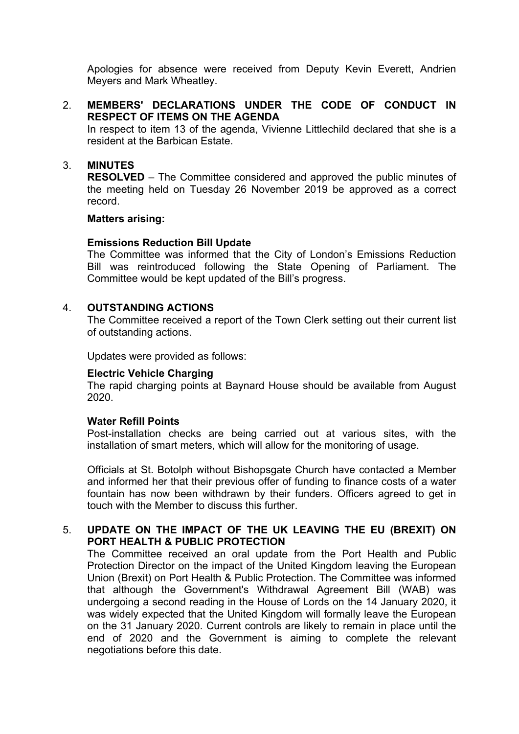Apologies for absence were received from Deputy Kevin Everett, Andrien Meyers and Mark Wheatley.

2. **MEMBERS' DECLARATIONS UNDER THE CODE OF CONDUCT IN RESPECT OF ITEMS ON THE AGENDA**

   In respect to item 13 of the agenda, Vivienne Littlechild declared that she is a resident at the Barbican Estate.

3. **MINUTES**

   **RESOLVED** – The Committee considered and approved the public minutes of the meeting held on Tuesday 26 November 2019 be approved as a correct record.

   **Matters arising:**

   **Emissions Reduction Bill Update**

   The Committee was informed that the City of London's Emissions Reduction Bill was reintroduced following the State Opening of Parliament. The Committee would be kept updated of the Bill's progress.

4. **OUTSTANDING ACTIONS**

   The Committee received a report of the Town Clerk setting out their current list of outstanding actions.

   Updates were provided as follows:

   **Electric Vehicle Charging**

   The rapid charging points at Baynard House should be available from August 2020.

   **Water Refill Points**

   Post-installation checks are being carried out at various sites, with the installation of smart meters, which will allow for the monitoring of usage.

   Officials at St. Botolph without Bishopsgate Church have contacted a Member and informed her that their previous offer of funding to finance costs of a water fountain has now been withdrawn by their funders. Officers agreed to get in touch with the Member to discuss this further.

5. **UPDATE ON THE IMPACT OF THE UK LEAVING THE EU (BREXIT) ON PORT HEALTH & PUBLIC PROTECTION**

   The Committee received an oral update from the Port Health and Public Protection Director on the impact of the United Kingdom leaving the European Union (Brexit) on Port Health & Public Protection. The Committee was informed that although the Government's Withdrawal Agreement Bill (WAB) was undergoing a second reading in the House of Lords on the 14 January 2020, it was widely expected that the United Kingdom will formally leave the European on the 31 January 2020. Current controls are likely to remain in place until the end of 2020 and the Government is aiming to complete the relevant negotiations before this date.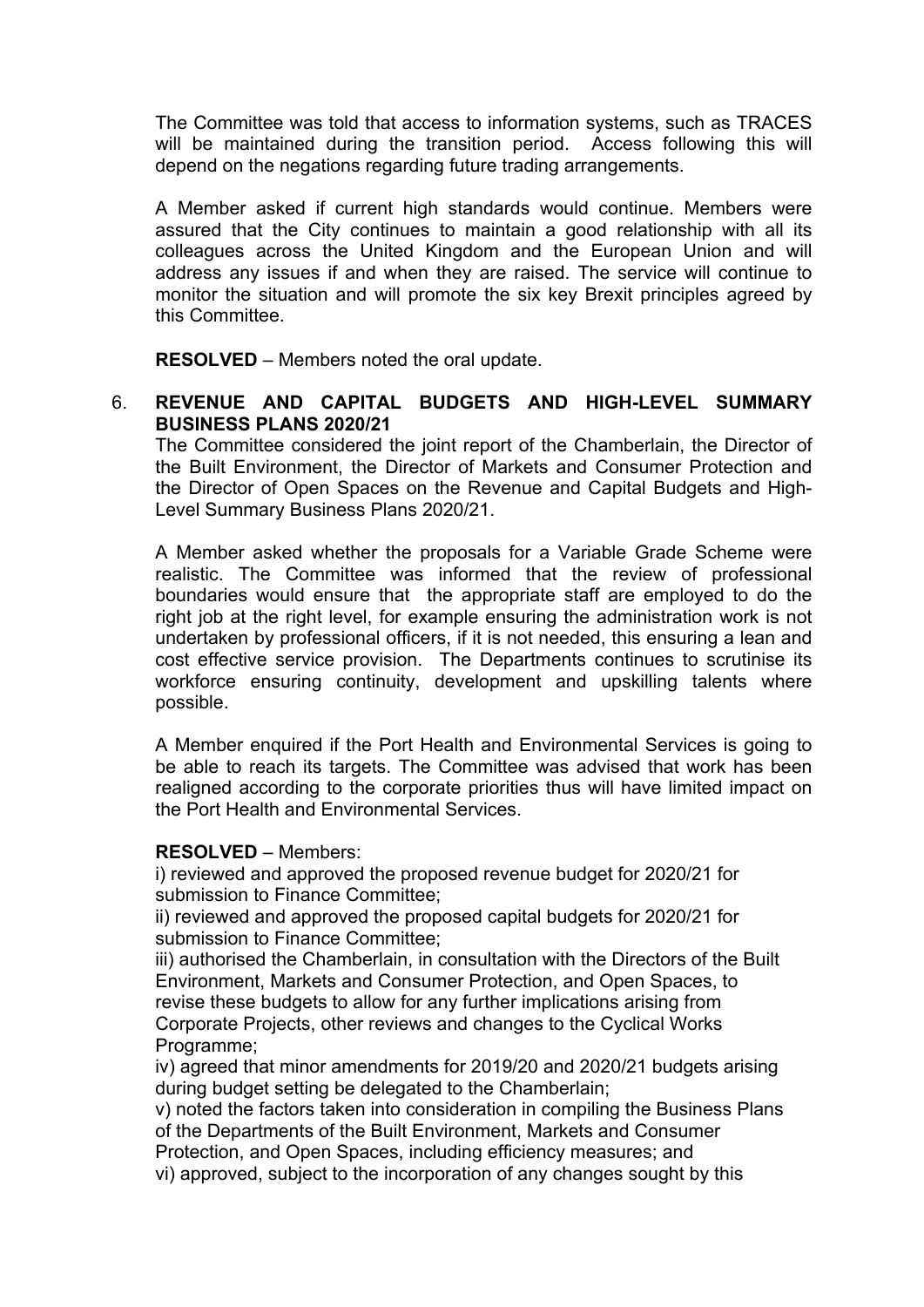The Committee was told that access to information systems, such as TRACES will be maintained during the transition period. Access following this will depend on the negations regarding future trading arrangements.

A Member asked if current high standards would continue. Members were assured that the City continues to maintain a good relationship with all its colleagues across the United Kingdom and the European Union and will address any issues if and when they are raised. The service will continue to monitor the situation and will promote the six key Brexit principles agreed by this Committee.

**RESOLVED** – Members noted the oral update.

## 6. REVENUE AND CAPITAL BUDGETS AND HIGH-LEVEL SUMMARY BUSINESS PLANS 2020/21

The Committee considered the joint report of the Chamberlain, the Director of the Built Environment, the Director of Markets and Consumer Protection and the Director of Open Spaces on the Revenue and Capital Budgets and High-Level Summary Business Plans 2020/21.

A Member asked whether the proposals for a Variable Grade Scheme were realistic. The Committee was informed that the review of professional boundaries would ensure that the appropriate staff are employed to do the right job at the right level, for example ensuring the administration work is not undertaken by professional officers, if it is not needed, this ensuring a lean and cost effective service provision. The Departments continues to scrutinise its workforce ensuring continuity, development and upskilling talents where possible.

A Member enquired if the Port Health and Environmental Services is going to be able to reach its targets. The Committee was advised that work has been realigned according to the corporate priorities thus will have limited impact on the Port Health and Environmental Services.

**RESOLVED** – Members:

i) reviewed and approved the proposed revenue budget for 2020/21 for submission to Finance Committee;

ii) reviewed and approved the proposed capital budgets for 2020/21 for submission to Finance Committee;

iii) authorised the Chamberlain, in consultation with the Directors of the Built Environment, Markets and Consumer Protection, and Open Spaces, to revise these budgets to allow for any further implications arising from Corporate Projects, other reviews and changes to the Cyclical Works Programme;

iv) agreed that minor amendments for 2019/20 and 2020/21 budgets arising during budget setting be delegated to the Chamberlain;

v) noted the factors taken into consideration in compiling the Business Plans of the Departments of the Built Environment, Markets and Consumer Protection, and Open Spaces, including efficiency measures; and

vi) approved, subject to the incorporation of any changes sought by this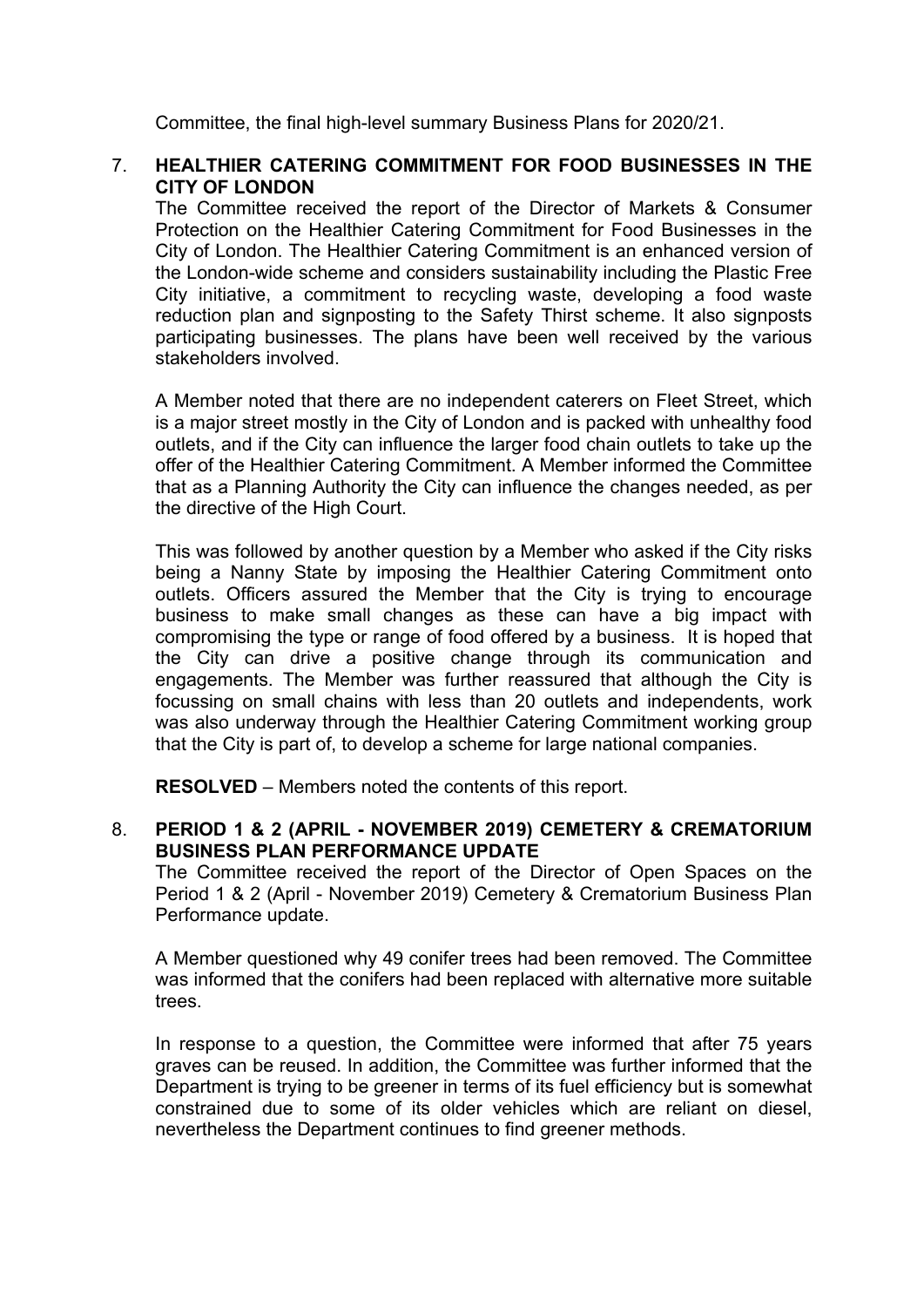Committee, the final high-level summary Business Plans for 2020/21.

7. **HEALTHIER CATERING COMMITMENT FOR FOOD BUSINESSES IN THE CITY OF LONDON**

The Committee received the report of the Director of Markets & Consumer Protection on the Healthier Catering Commitment for Food Businesses in the City of London. The Healthier Catering Commitment is an enhanced version of the London-wide scheme and considers sustainability including the Plastic Free City initiative, a commitment to recycling waste, developing a food waste reduction plan and signposting to the Safety Thirst scheme. It also signposts participating businesses. The plans have been well received by the various stakeholders involved.

A Member noted that there are no independent caterers on Fleet Street, which is a major street mostly in the City of London and is packed with unhealthy food outlets, and if the City can influence the larger food chain outlets to take up the offer of the Healthier Catering Commitment. A Member informed the Committee that as a Planning Authority the City can influence the changes needed, as per the directive of the High Court.

This was followed by another question by a Member who asked if the City risks being a Nanny State by imposing the Healthier Catering Commitment onto outlets. Officers assured the Member that the City is trying to encourage business to make small changes as these can have a big impact with compromising the type or range of food offered by a business. It is hoped that the City can drive a positive change through its communication and engagements. The Member was further reassured that although the City is focussing on small chains with less than 20 outlets and independents, work was also underway through the Healthier Catering Commitment working group that the City is part of, to develop a scheme for large national companies.

**RESOLVED** – Members noted the contents of this report.

8. **PERIOD 1 & 2 (APRIL - NOVEMBER 2019) CEMETERY & CREMATORIUM BUSINESS PLAN PERFORMANCE UPDATE**

The Committee received the report of the Director of Open Spaces on the Period 1 & 2 (April - November 2019) Cemetery & Crematorium Business Plan Performance update.

A Member questioned why 49 conifer trees had been removed. The Committee was informed that the conifers had been replaced with alternative more suitable trees.

In response to a question, the Committee were informed that after 75 years graves can be reused. In addition, the Committee was further informed that the Department is trying to be greener in terms of its fuel efficiency but is somewhat constrained due to some of its older vehicles which are reliant on diesel, nevertheless the Department continues to find greener methods.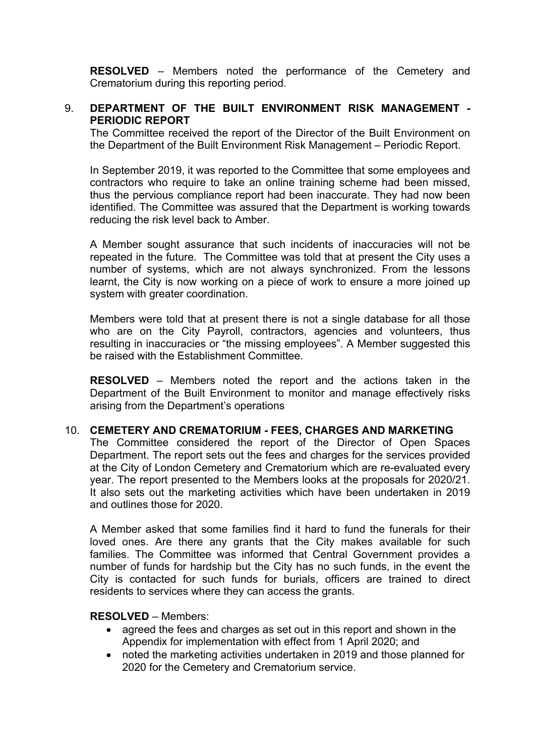**RESOLVED** – Members noted the performance of the Cemetery and Crematorium during this reporting period.

9. **DEPARTMENT OF THE BUILT ENVIRONMENT RISK MANAGEMENT - PERIODIC REPORT**

The Committee received the report of the Director of the Built Environment on the Department of the Built Environment Risk Management – Periodic Report.

In September 2019, it was reported to the Committee that some employees and contractors who require to take an online training scheme had been missed, thus the pervious compliance report had been inaccurate. They had now been identified. The Committee was assured that the Department is working towards reducing the risk level back to Amber.

A Member sought assurance that such incidents of inaccuracies will not be repeated in the future. The Committee was told that at present the City uses a number of systems, which are not always synchronized. From the lessons learnt, the City is now working on a piece of work to ensure a more joined up system with greater coordination.

Members were told that at present there is not a single database for all those who are on the City Payroll, contractors, agencies and volunteers, thus resulting in inaccuracies or "the missing employees". A Member suggested this be raised with the Establishment Committee.

**RESOLVED** – Members noted the report and the actions taken in the Department of the Built Environment to monitor and manage effectively risks arising from the Department's operations

10. **CEMETERY AND CREMATORIUM - FEES, CHARGES AND MARKETING**

The Committee considered the report of the Director of Open Spaces Department. The report sets out the fees and charges for the services provided at the City of London Cemetery and Crematorium which are re-evaluated every year. The report presented to the Members looks at the proposals for 2020/21. It also sets out the marketing activities which have been undertaken in 2019 and outlines those for 2020.

A Member asked that some families find it hard to fund the funerals for their loved ones. Are there any grants that the City makes available for such families. The Committee was informed that Central Government provides a number of funds for hardship but the City has no such funds, in the event the City is contacted for such funds for burials, officers are trained to direct residents to services where they can access the grants.

**RESOLVED** – Members:

- agreed the fees and charges as set out in this report and shown in the Appendix for implementation with effect from 1 April 2020; and
- noted the marketing activities undertaken in 2019 and those planned for 2020 for the Cemetery and Crematorium service.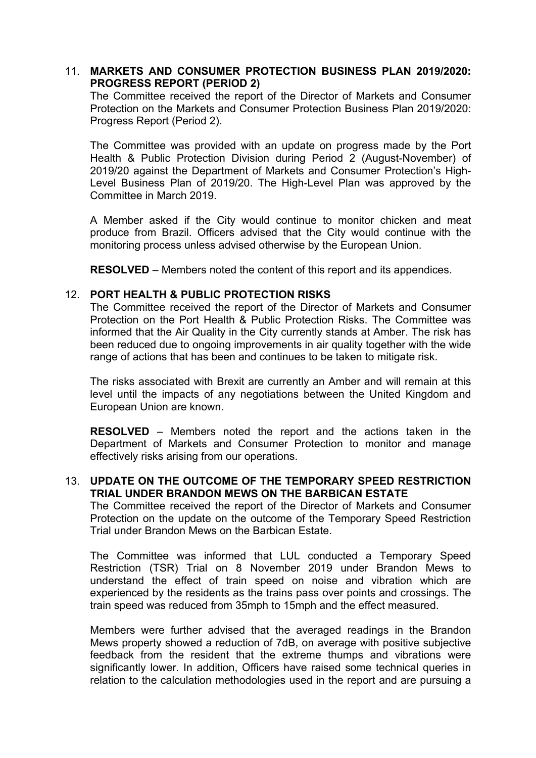11. **MARKETS AND CONSUMER PROTECTION BUSINESS PLAN 2019/2020: PROGRESS REPORT (PERIOD 2)**

The Committee received the report of the Director of Markets and Consumer Protection on the Markets and Consumer Protection Business Plan 2019/2020: Progress Report (Period 2).

The Committee was provided with an update on progress made by the Port Health & Public Protection Division during Period 2 (August-November) of 2019/20 against the Department of Markets and Consumer Protection's High-Level Business Plan of 2019/20. The High-Level Plan was approved by the Committee in March 2019.

A Member asked if the City would continue to monitor chicken and meat produce from Brazil. Officers advised that the City would continue with the monitoring process unless advised otherwise by the European Union.

**RESOLVED** – Members noted the content of this report and its appendices.

12. **PORT HEALTH & PUBLIC PROTECTION RISKS**

The Committee received the report of the Director of Markets and Consumer Protection on the Port Health & Public Protection Risks. The Committee was informed that the Air Quality in the City currently stands at Amber. The risk has been reduced due to ongoing improvements in air quality together with the wide range of actions that has been and continues to be taken to mitigate risk.

The risks associated with Brexit are currently an Amber and will remain at this level until the impacts of any negotiations between the United Kingdom and European Union are known.

**RESOLVED** – Members noted the report and the actions taken in the Department of Markets and Consumer Protection to monitor and manage effectively risks arising from our operations.

13. **UPDATE ON THE OUTCOME OF THE TEMPORARY SPEED RESTRICTION TRIAL UNDER BRANDON MEWS ON THE BARBICAN ESTATE**

The Committee received the report of the Director of Markets and Consumer Protection on the update on the outcome of the Temporary Speed Restriction Trial under Brandon Mews on the Barbican Estate.

The Committee was informed that LUL conducted a Temporary Speed Restriction (TSR) Trial on 8 November 2019 under Brandon Mews to understand the effect of train speed on noise and vibration which are experienced by the residents as the trains pass over points and crossings. The train speed was reduced from 35mph to 15mph and the effect measured.

Members were further advised that the averaged readings in the Brandon Mews property showed a reduction of 7dB, on average with positive subjective feedback from the resident that the extreme thumps and vibrations were significantly lower. In addition, Officers have raised some technical queries in relation to the calculation methodologies used in the report and are pursuing a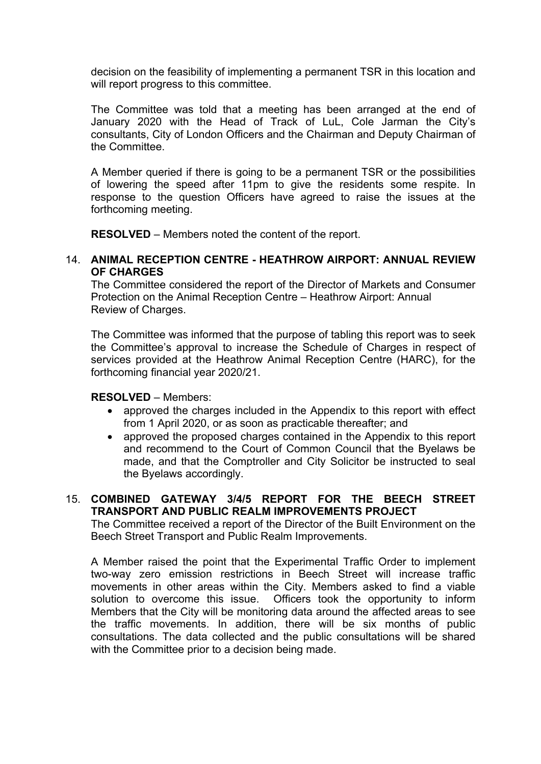decision on the feasibility of implementing a permanent TSR in this location and will report progress to this committee.

The Committee was told that a meeting has been arranged at the end of January 2020 with the Head of Track of LuL, Cole Jarman the City's consultants, City of London Officers and the Chairman and Deputy Chairman of the Committee.

A Member queried if there is going to be a permanent TSR or the possibilities of lowering the speed after 11pm to give the residents some respite. In response to the question Officers have agreed to raise the issues at the forthcoming meeting.

**RESOLVED** – Members noted the content of the report.

14. **ANIMAL RECEPTION CENTRE - HEATHROW AIRPORT: ANNUAL REVIEW OF CHARGES**

The Committee considered the report of the Director of Markets and Consumer Protection on the Animal Reception Centre – Heathrow Airport: Annual Review of Charges.

The Committee was informed that the purpose of tabling this report was to seek the Committee's approval to increase the Schedule of Charges in respect of services provided at the Heathrow Animal Reception Centre (HARC), for the forthcoming financial year 2020/21.

**RESOLVED** – Members:

- approved the charges included in the Appendix to this report with effect from 1 April 2020, or as soon as practicable thereafter; and
- approved the proposed charges contained in the Appendix to this report and recommend to the Court of Common Council that the Byelaws be made, and that the Comptroller and City Solicitor be instructed to seal the Byelaws accordingly.

15. **COMBINED GATEWAY 3/4/5 REPORT FOR THE BEECH STREET TRANSPORT AND PUBLIC REALM IMPROVEMENTS PROJECT**

The Committee received a report of the Director of the Built Environment on the Beech Street Transport and Public Realm Improvements.

A Member raised the point that the Experimental Traffic Order to implement two-way zero emission restrictions in Beech Street will increase traffic movements in other areas within the City. Members asked to find a viable solution to overcome this issue. Officers took the opportunity to inform Members that the City will be monitoring data around the affected areas to see the traffic movements. In addition, there will be six months of public consultations. The data collected and the public consultations will be shared with the Committee prior to a decision being made.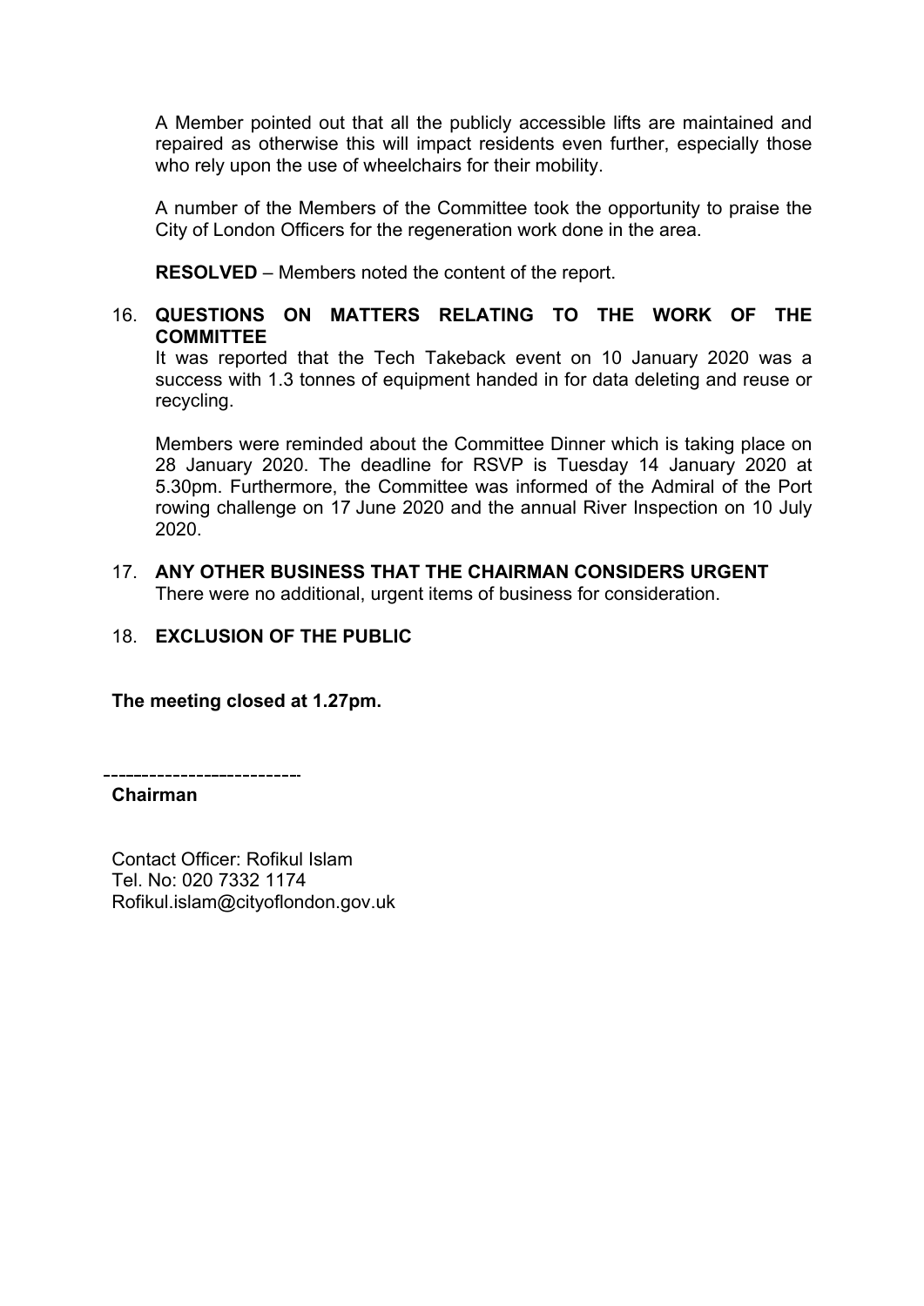A Member pointed out that all the publicly accessible lifts are maintained and repaired as otherwise this will impact residents even further, especially those who rely upon the use of wheelchairs for their mobility.

A number of the Members of the Committee took the opportunity to praise the City of London Officers for the regeneration work done in the area.

**RESOLVED** – Members noted the content of the report.

16. **QUESTIONS ON MATTERS RELATING TO THE WORK OF THE COMMITTEE**

    It was reported that the Tech Takeback event on 10 January 2020 was a success with 1.3 tonnes of equipment handed in for data deleting and reuse or recycling.

    Members were reminded about the Committee Dinner which is taking place on 28 January 2020. The deadline for RSVP is Tuesday 14 January 2020 at 5.30pm. Furthermore, the Committee was informed of the Admiral of the Port rowing challenge on 17 June 2020 and the annual River Inspection on 10 July 2020.

17. **ANY OTHER BUSINESS THAT THE CHAIRMAN CONSIDERS URGENT**

    There were no additional, urgent items of business for consideration.

18. **EXCLUSION OF THE PUBLIC**

**The meeting closed at 1.27pm.**

--------------------------

**Chairman**

Contact Officer: Rofikul Islam
Tel. No: 020 7332 1174
Rofikul.islam@cityoflondon.gov.uk